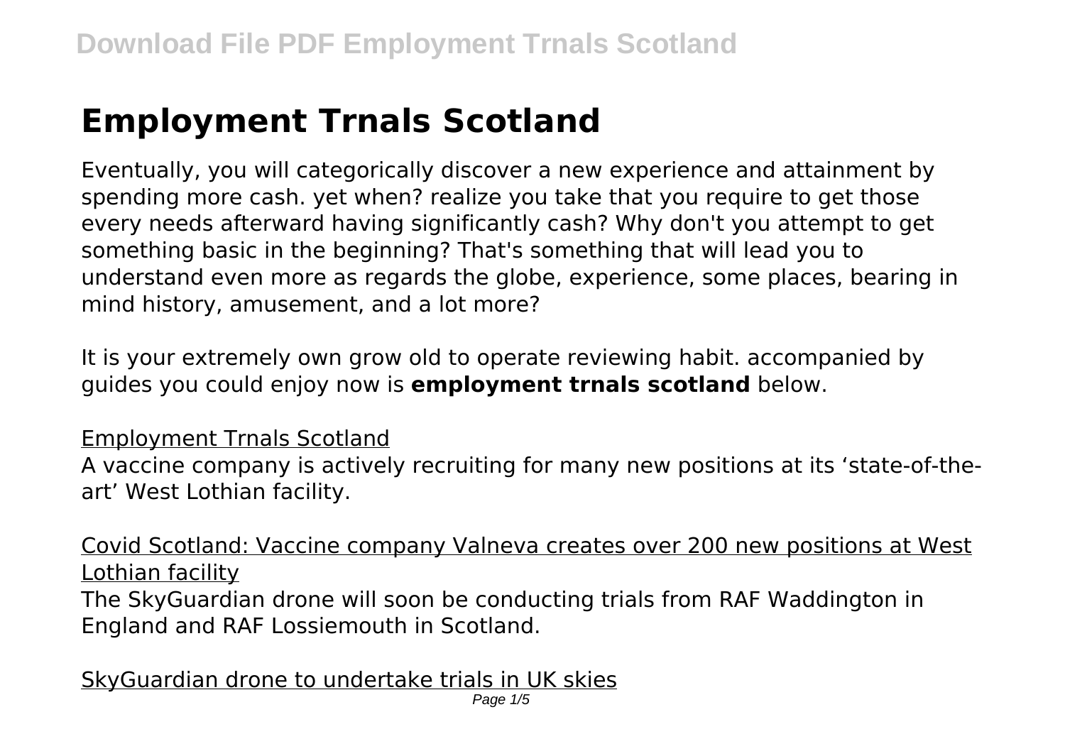# Employment Trnals Scotland

Eventually, you will categorically discover a new experience and attainment by spending more cash. yet when? realize you take that you require to get those every needs afterward having significantly cash? Why don't you attempt to get something basic in the beginning? That's something that will lead you to understand even more as regards the globe, experience, some places, bearing in mind history, amusement, and a lot more?

It is your extremely own grow old to operate reviewing habit. accompanied by guides you could enjoy now is **employment trnals scotland** below.

Employment Trnals Scotland

A vaccine company is actively recruiting for many new positions at its 'state-of-the-art' West Lothian facility.

Covid Scotland: Vaccine company Valneva creates over 200 new positions at West Lothian facility

The SkyGuardian drone will soon be conducting trials from RAF Waddington in England and RAF Lossiemouth in Scotland.

SkyGuardian drone to undertake trials in UK skies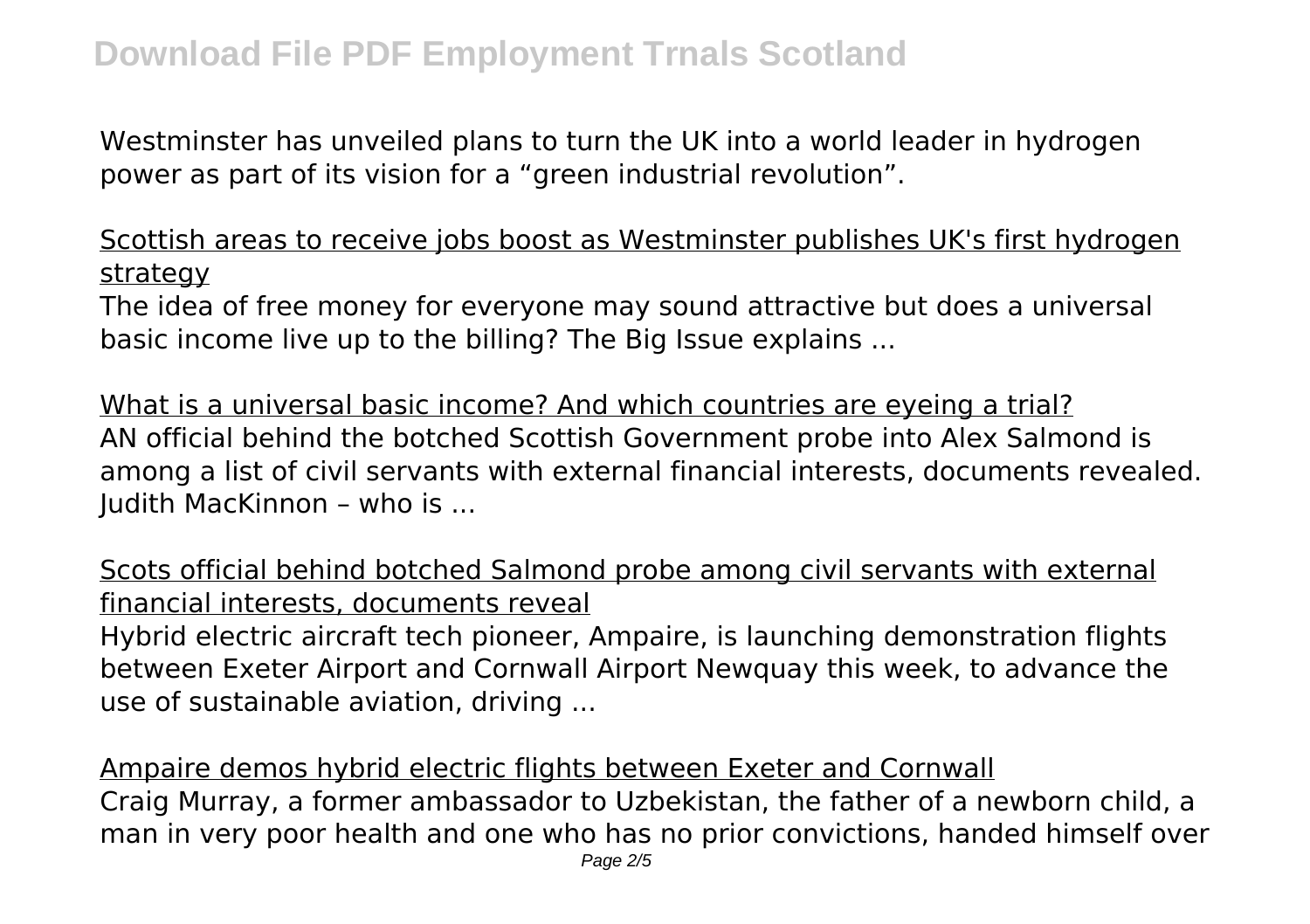Westminster has unveiled plans to turn the UK into a world leader in hydrogen power as part of its vision for a "green industrial revolution".

Scottish areas to receive jobs boost as Westminster publishes UK's first hydrogen strategy

The idea of free money for everyone may sound attractive but does a universal basic income live up to the billing? The Big Issue explains ...

What is a universal basic income? And which countries are eyeing a trial?

AN official behind the botched Scottish Government probe into Alex Salmond is among a list of civil servants with external financial interests, documents revealed. Judith MacKinnon – who is ...

Scots official behind botched Salmond probe among civil servants with external financial interests, documents reveal

Hybrid electric aircraft tech pioneer, Ampaire, is launching demonstration flights between Exeter Airport and Cornwall Airport Newquay this week, to advance the use of sustainable aviation, driving ...

Ampaire demos hybrid electric flights between Exeter and Cornwall

Craig Murray, a former ambassador to Uzbekistan, the father of a newborn child, a man in very poor health and one who has no prior convictions, handed himself over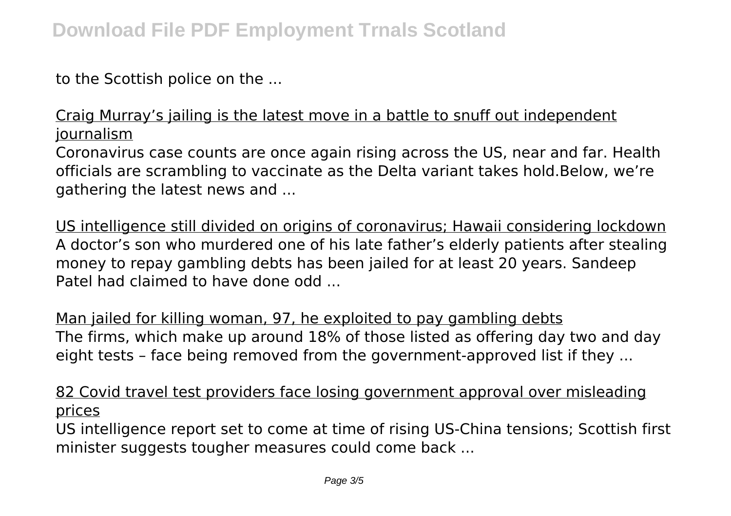to the Scottish police on the ...

Craig Murray's jailing is the latest move in a battle to snuff out independent journalism

Coronavirus case counts are once again rising across the US, near and far. Health officials are scrambling to vaccinate as the Delta variant takes hold.Below, we're gathering the latest news and ...

US intelligence still divided on origins of coronavirus; Hawaii considering lockdown

A doctor's son who murdered one of his late father's elderly patients after stealing money to repay gambling debts has been jailed for at least 20 years. Sandeep Patel had claimed to have done odd ...

Man jailed for killing woman, 97, he exploited to pay gambling debts

The firms, which make up around 18% of those listed as offering day two and day eight tests – face being removed from the government-approved list if they ...

82 Covid travel test providers face losing government approval over misleading prices

US intelligence report set to come at time of rising US-China tensions; Scottish first minister suggests tougher measures could come back ...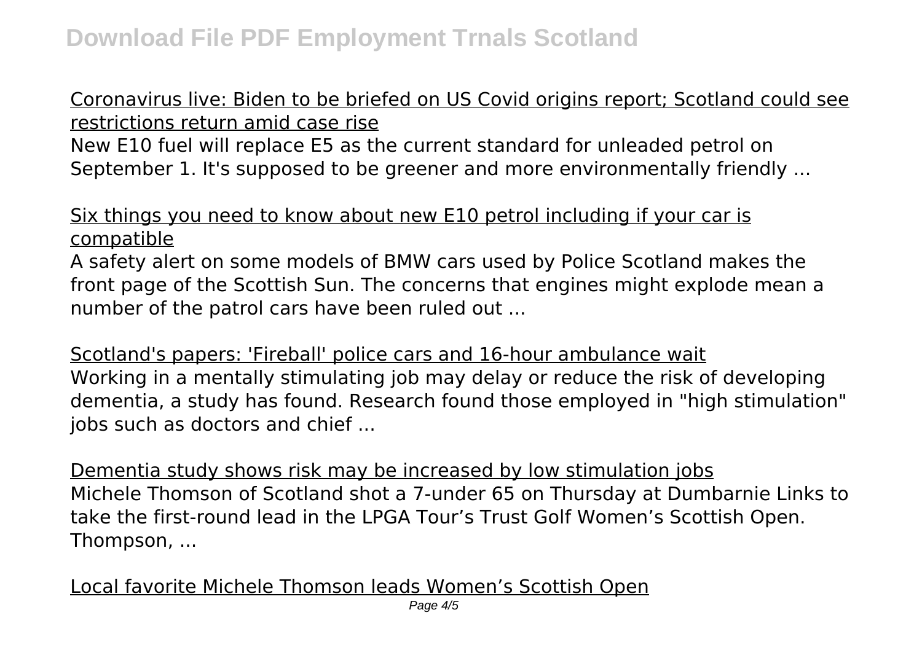Coronavirus live: Biden to be briefed on US Covid origins report; Scotland could see restrictions return amid case rise

New E10 fuel will replace E5 as the current standard for unleaded petrol on September 1. It's supposed to be greener and more environmentally friendly ...

Six things you need to know about new E10 petrol including if your car is compatible

A safety alert on some models of BMW cars used by Police Scotland makes the front page of the Scottish Sun. The concerns that engines might explode mean a number of the patrol cars have been ruled out ...

Scotland's papers: 'Fireball' police cars and 16-hour ambulance wait

Working in a mentally stimulating job may delay or reduce the risk of developing dementia, a study has found. Research found those employed in "high stimulation" jobs such as doctors and chief ...

Dementia study shows risk may be increased by low stimulation jobs

Michele Thomson of Scotland shot a 7-under 65 on Thursday at Dumbarnie Links to take the first-round lead in the LPGA Tour's Trust Golf Women's Scottish Open. Thompson, ...

Local favorite Michele Thomson leads Women's Scottish Open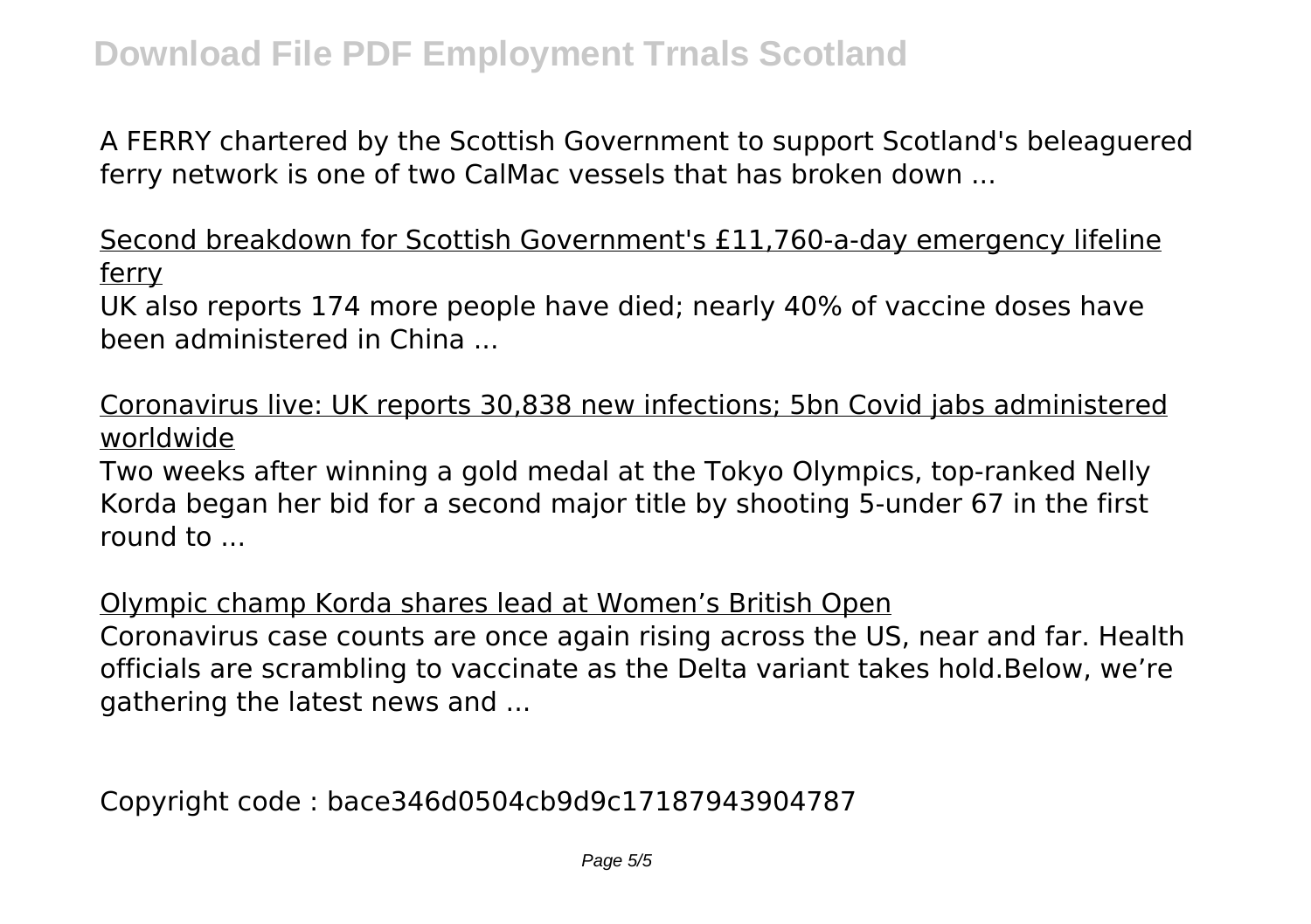A FERRY chartered by the Scottish Government to support Scotland's beleaguered ferry network is one of two CalMac vessels that has broken down ...

Second breakdown for Scottish Government's £11,760-a-day emergency lifeline ferry

UK also reports 174 more people have died; nearly 40% of vaccine doses have been administered in China ...

Coronavirus live: UK reports 30,838 new infections; 5bn Covid jabs administered worldwide

Two weeks after winning a gold medal at the Tokyo Olympics, top-ranked Nelly Korda began her bid for a second major title by shooting 5-under 67 in the first round to ...

Olympic champ Korda shares lead at Women's British Open

Coronavirus case counts are once again rising across the US, near and far. Health officials are scrambling to vaccinate as the Delta variant takes hold.Below, we're gathering the latest news and ...

Copyright code : bace346d0504cb9d9c17187943904787